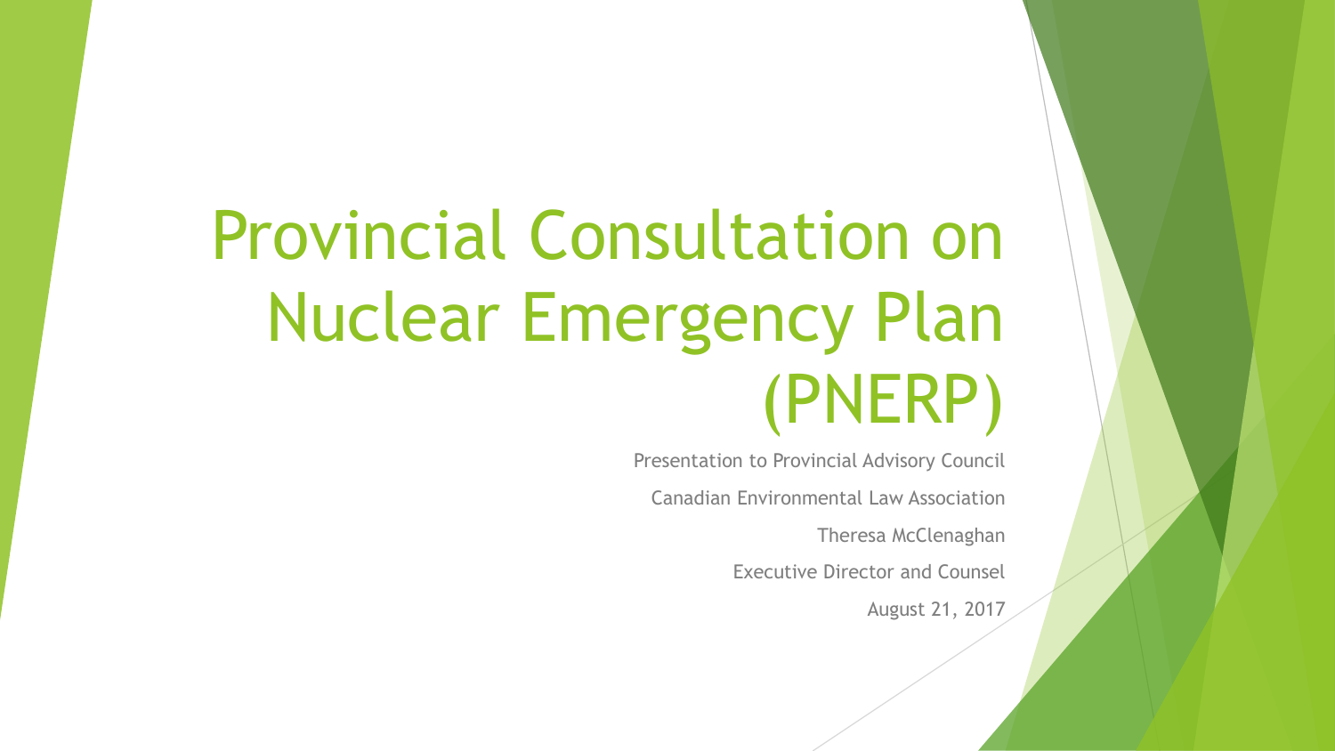# Provincial Consultation on Nuclear Emergency Plan (PNERP)

Presentation to Provincial Advisory Council

Canadian Environmental Law Association

Theresa McClenaghan

Executive Director and Counsel

August 21, 2017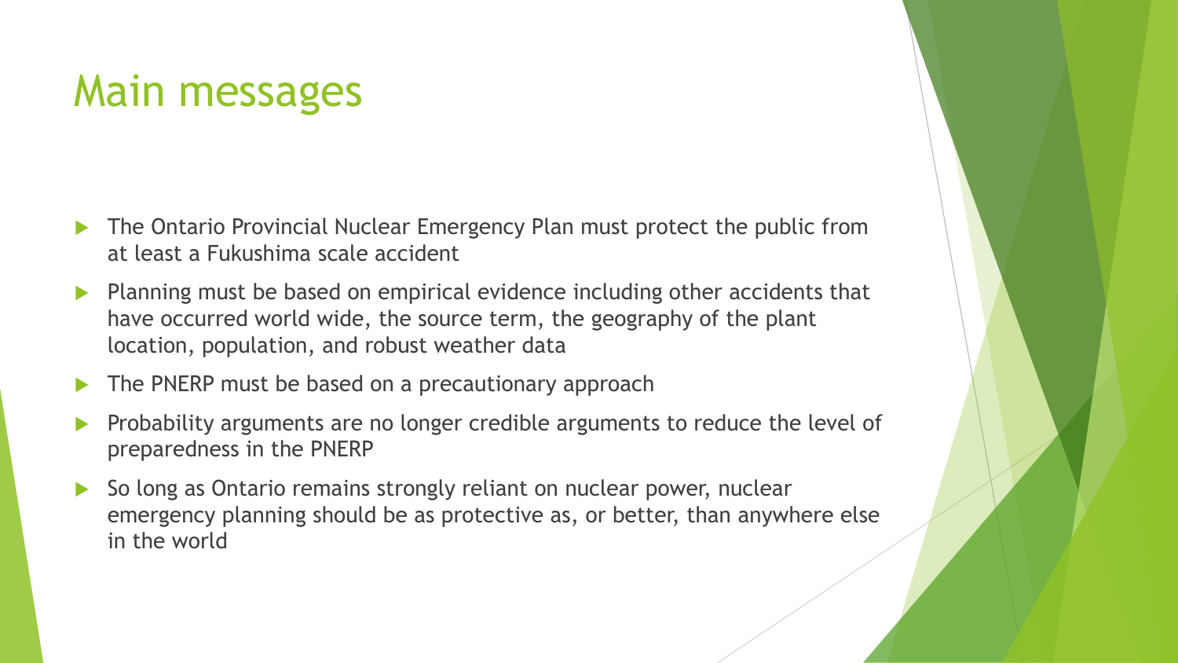# Main messages

- The Ontario Provincial Nuclear Emergency Plan must protect the public from at least a Fukushima scale accident
- Planning must be based on empirical evidence including other accidents that have occurred world wide, the source term, the geography of the plant location, population, and robust weather data
- The PNERP must be based on a precautionary approach
- Probability arguments are no longer credible arguments to reduce the level of preparedness in the PNERP
- So long as Ontario remains strongly reliant on nuclear power, nuclear emergency planning should be as protective as, or better, than anywhere else in the world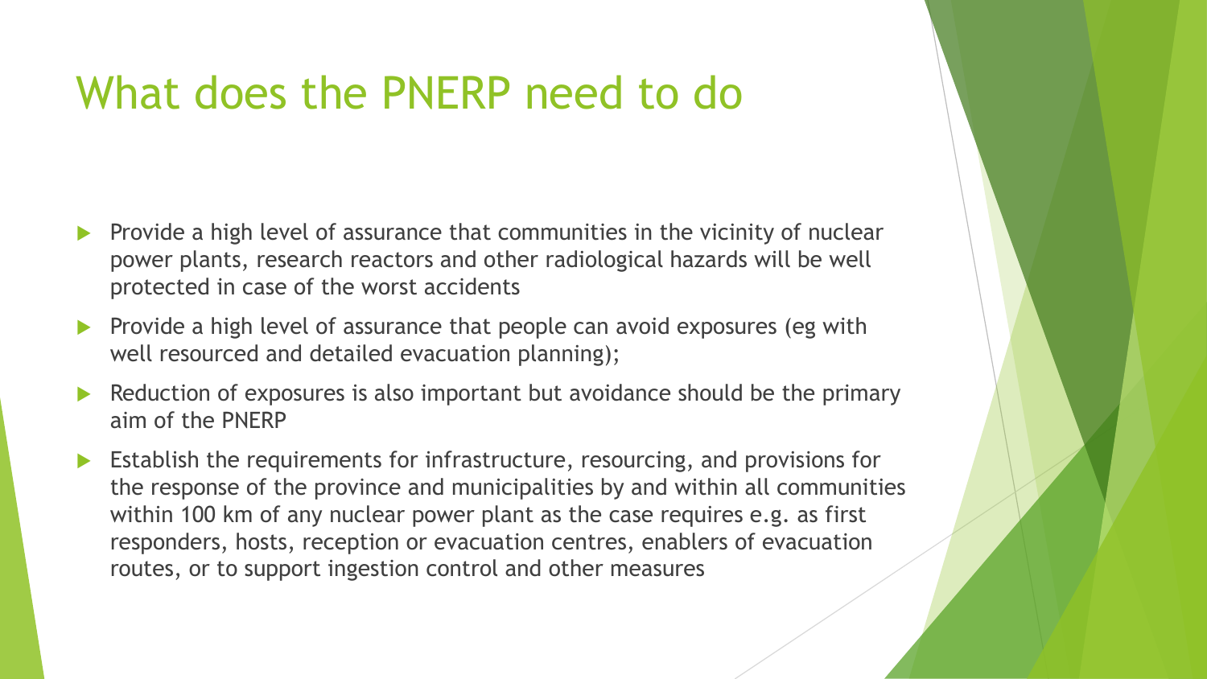# What does the PNERP need to do

- Provide a high level of assurance that communities in the vicinity of nuclear power plants, research reactors and other radiological hazards will be well protected in case of the worst accidents
- Provide a high level of assurance that people can avoid exposures (eg with well resourced and detailed evacuation planning);
- Reduction of exposures is also important but avoidance should be the primary aim of the PNERP
- Establish the requirements for infrastructure, resourcing, and provisions for the response of the province and municipalities by and within all communities within 100 km of any nuclear power plant as the case requires e.g. as first responders, hosts, reception or evacuation centres, enablers of evacuation routes, or to support ingestion control and other measures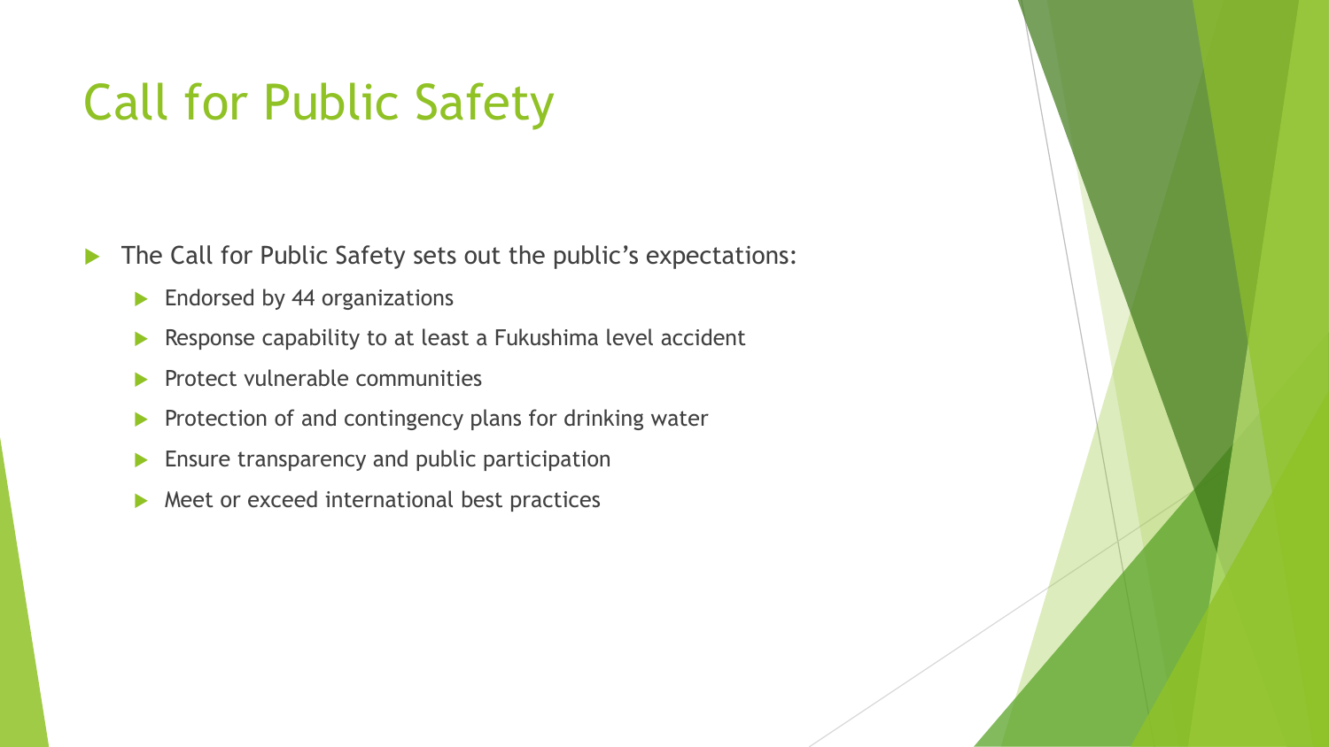# Call for Public Safety

- The Call for Public Safety sets out the public's expectations:
  - Endorsed by 44 organizations
  - Response capability to at least a Fukushima level accident
  - Protect vulnerable communities
  - Protection of and contingency plans for drinking water
  - Ensure transparency and public participation
  - Meet or exceed international best practices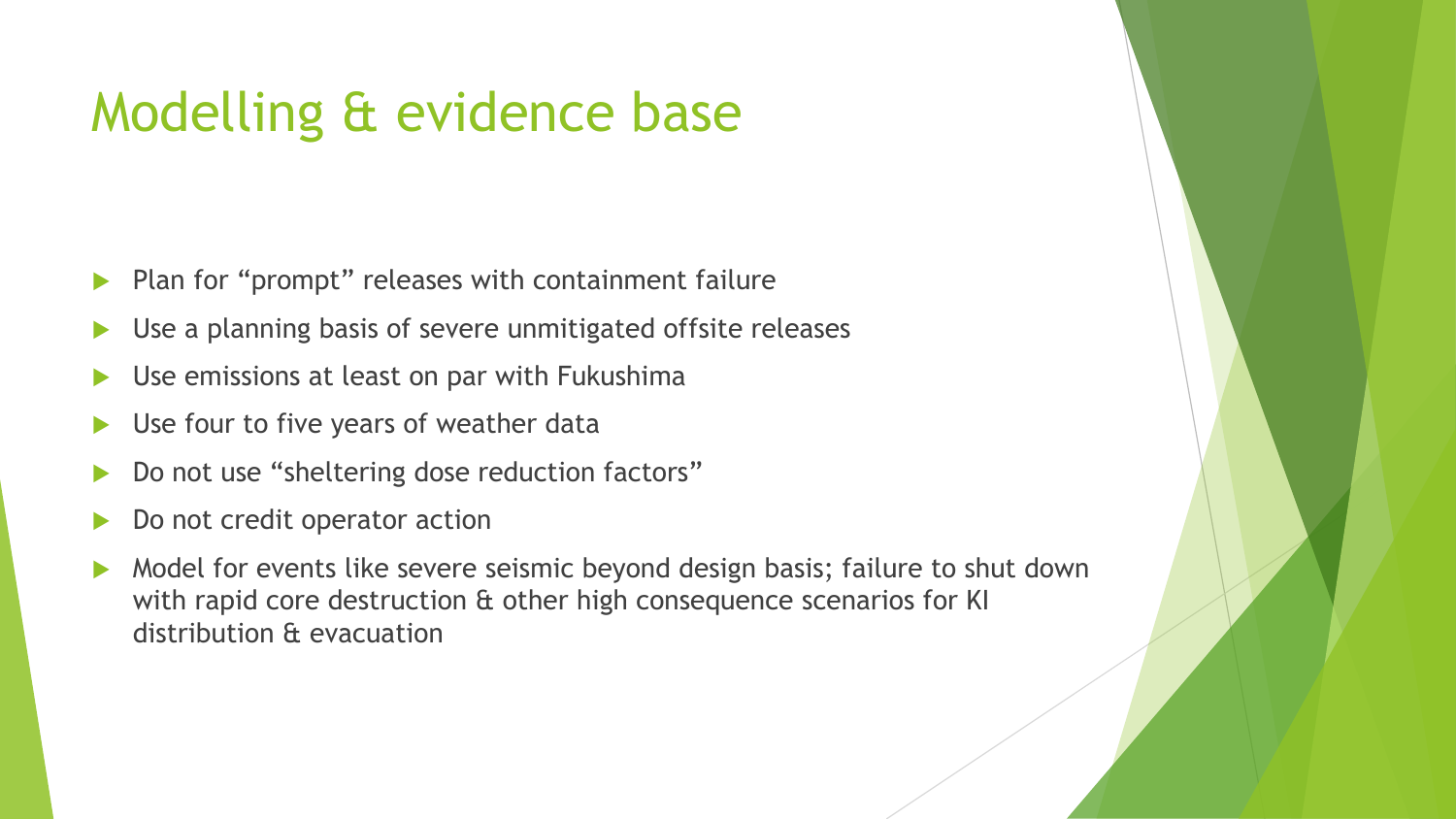# Modelling & evidence base

- Plan for “prompt” releases with containment failure
- Use a planning basis of severe unmitigated offsite releases
- Use emissions at least on par with Fukushima
- Use four to five years of weather data
- Do not use “sheltering dose reduction factors”
- Do not credit operator action
- Model for events like severe seismic beyond design basis; failure to shut down with rapid core destruction & other high consequence scenarios for KI distribution & evacuation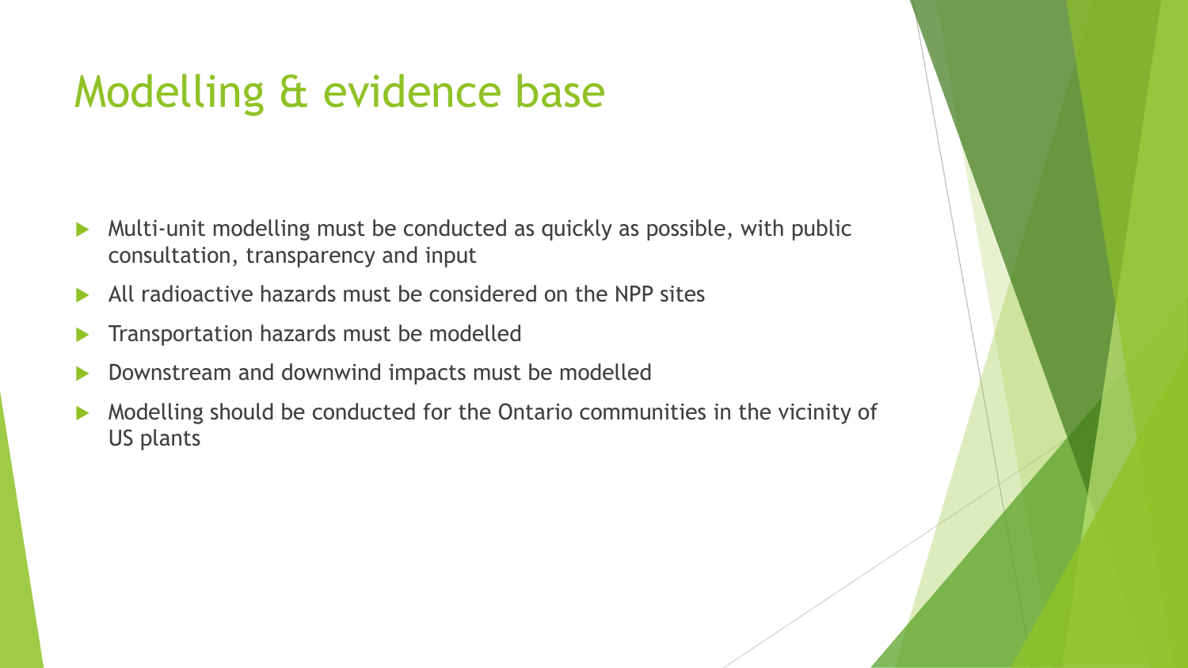# Modelling & evidence base

- Multi-unit modelling must be conducted as quickly as possible, with public consultation, transparency and input
- All radioactive hazards must be considered on the NPP sites
- Transportation hazards must be modelled
- Downstream and downwind impacts must be modelled
- Modelling should be conducted for the Ontario communities in the vicinity of US plants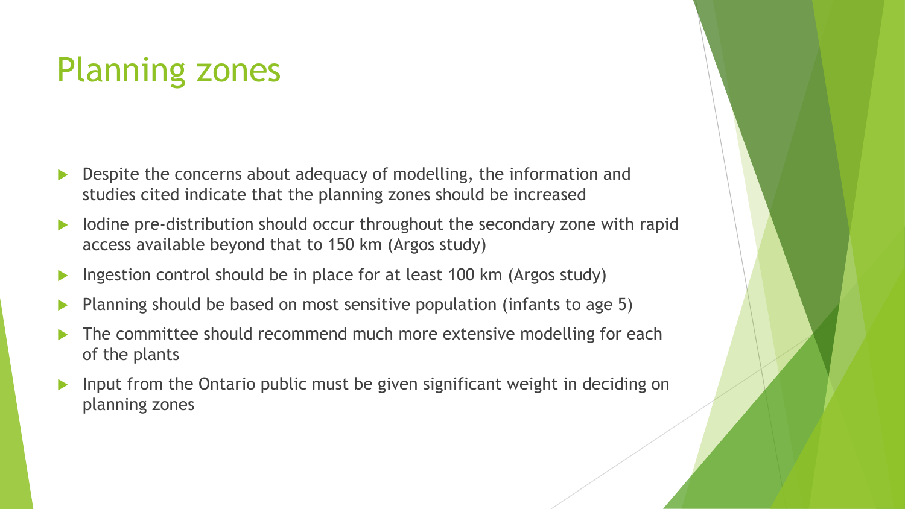# Planning zones

- Despite the concerns about adequacy of modelling, the information and studies cited indicate that the planning zones should be increased
- Iodine pre-distribution should occur throughout the secondary zone with rapid access available beyond that to 150 km (Argos study)
- Ingestion control should be in place for at least 100 km (Argos study)
- Planning should be based on most sensitive population (infants to age 5)
- The committee should recommend much more extensive modelling for each of the plants
- Input from the Ontario public must be given significant weight in deciding on planning zones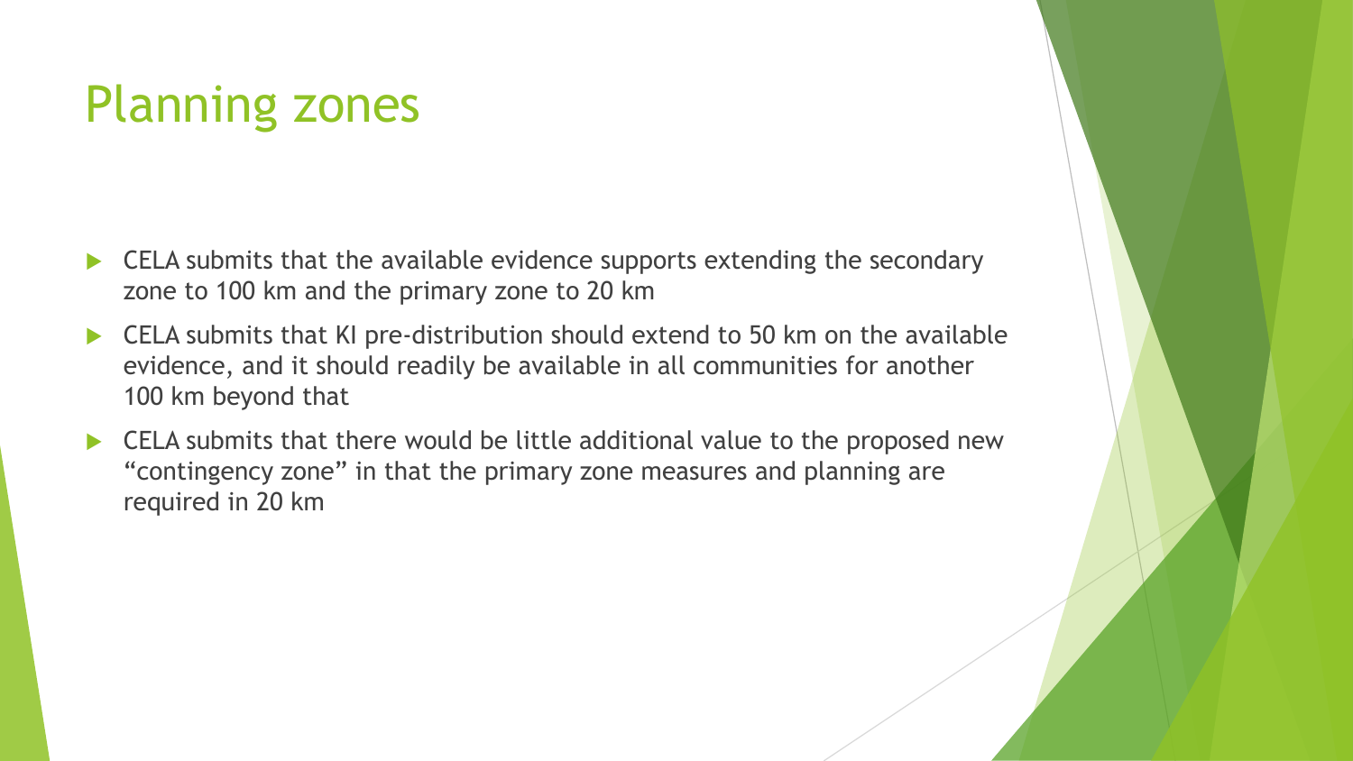# Planning zones

- CELA submits that the available evidence supports extending the secondary zone to 100 km and the primary zone to 20 km
- CELA submits that KI pre-distribution should extend to 50 km on the available evidence, and it should readily be available in all communities for another 100 km beyond that
- CELA submits that there would be little additional value to the proposed new "contingency zone" in that the primary zone measures and planning are required in 20 km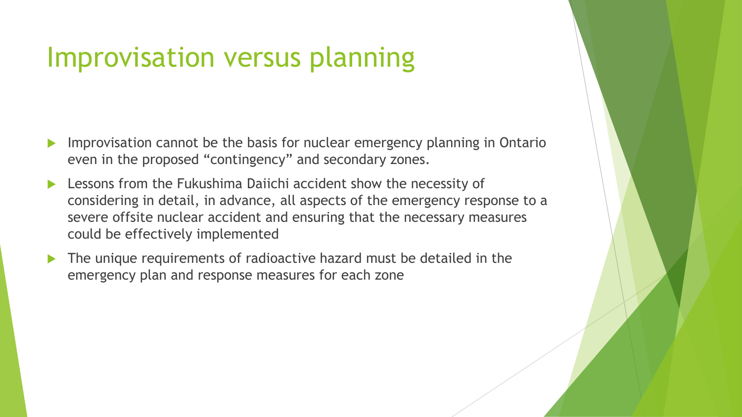# Improvisation versus planning

- Improvisation cannot be the basis for nuclear emergency planning in Ontario even in the proposed “contingency” and secondary zones.
- Lessons from the Fukushima Daiichi accident show the necessity of considering in detail, in advance, all aspects of the emergency response to a severe offsite nuclear accident and ensuring that the necessary measures could be effectively implemented
- The unique requirements of radioactive hazard must be detailed in the emergency plan and response measures for each zone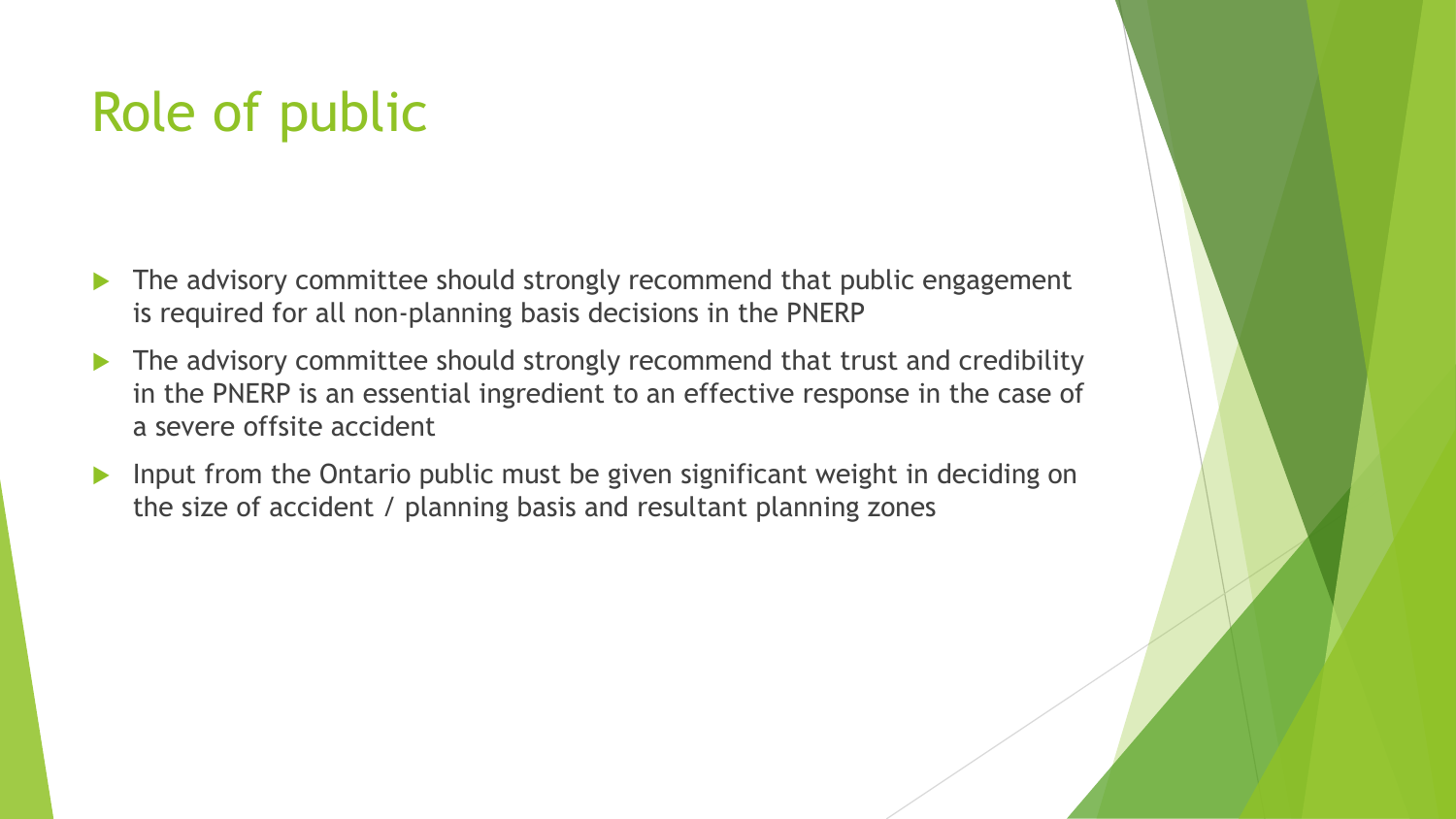# Role of public

- The advisory committee should strongly recommend that public engagement is required for all non-planning basis decisions in the PNERP
- The advisory committee should strongly recommend that trust and credibility in the PNERP is an essential ingredient to an effective response in the case of a severe offsite accident
- Input from the Ontario public must be given significant weight in deciding on the size of accident / planning basis and resultant planning zones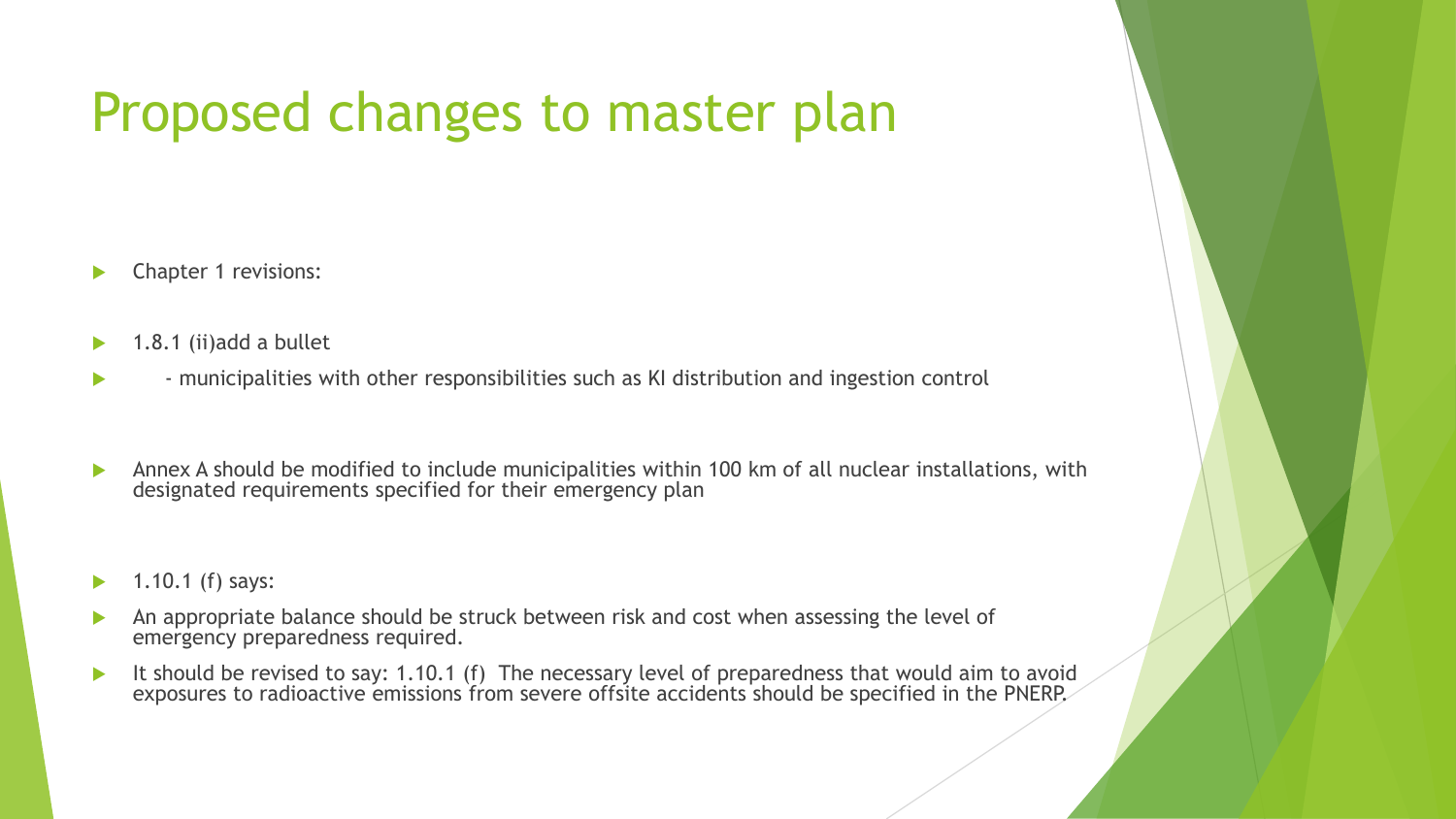# Proposed changes to master plan

- Chapter 1 revisions:
- 1.8.1 (ii)add a bullet
  - - municipalities with other responsibilities such as KI distribution and ingestion control
- Annex A should be modified to include municipalities within 100 km of all nuclear installations, with designated requirements specified for their emergency plan
- 1.10.1 (f) says:
- An appropriate balance should be struck between risk and cost when assessing the level of emergency preparedness required.
- It should be revised to say: 1.10.1 (f) The necessary level of preparedness that would aim to avoid exposures to radioactive emissions from severe offsite accidents should be specified in the PNERP.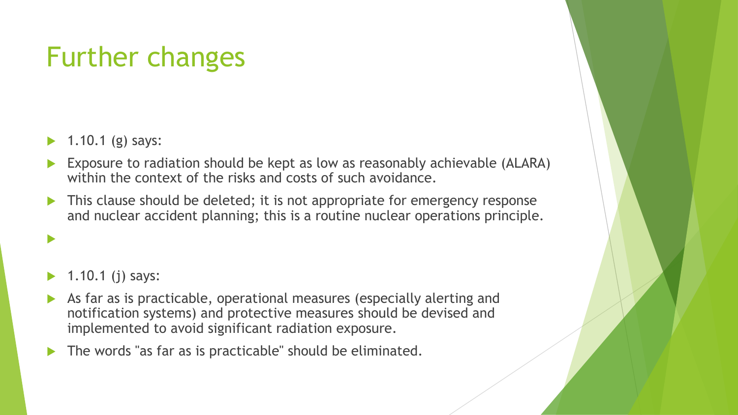# Further changes

- 1.10.1 (g) says:
- Exposure to radiation should be kept as low as reasonably achievable (ALARA) within the context of the risks and costs of such avoidance.
- This clause should be deleted; it is not appropriate for emergency response and nuclear accident planning; this is a routine nuclear operations principle.
- 1.10.1 (j) says:
- As far as is practicable, operational measures (especially alerting and notification systems) and protective measures should be devised and implemented to avoid significant radiation exposure.
- The words "as far as is practicable" should be eliminated.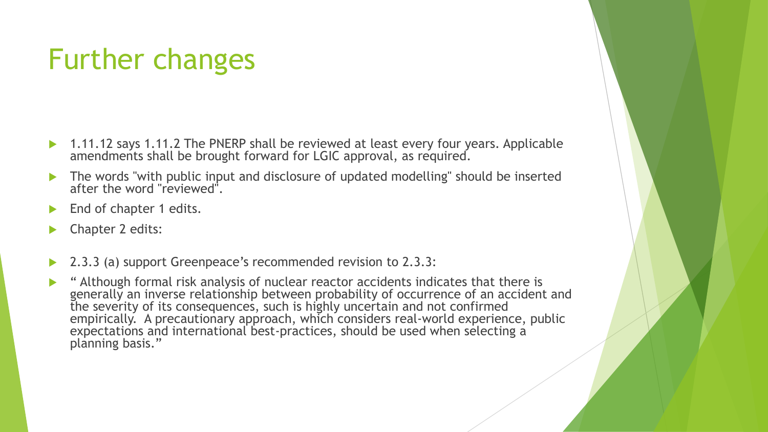# Further changes

- 1.11.12 says 1.11.2 The PNERP shall be reviewed at least every four years. Applicable amendments shall be brought forward for LGIC approval, as required.
- The words "with public input and disclosure of updated modelling" should be inserted after the word "reviewed".
- End of chapter 1 edits.
- Chapter 2 edits:
- 2.3.3 (a) support Greenpeace's recommended revision to 2.3.3:
- " Although formal risk analysis of nuclear reactor accidents indicates that there is generally an inverse relationship between probability of occurrence of an accident and the severity of its consequences, such is highly uncertain and not confirmed empirically. A precautionary approach, which considers real-world experience, public expectations and international best-practices, should be used when selecting a planning basis."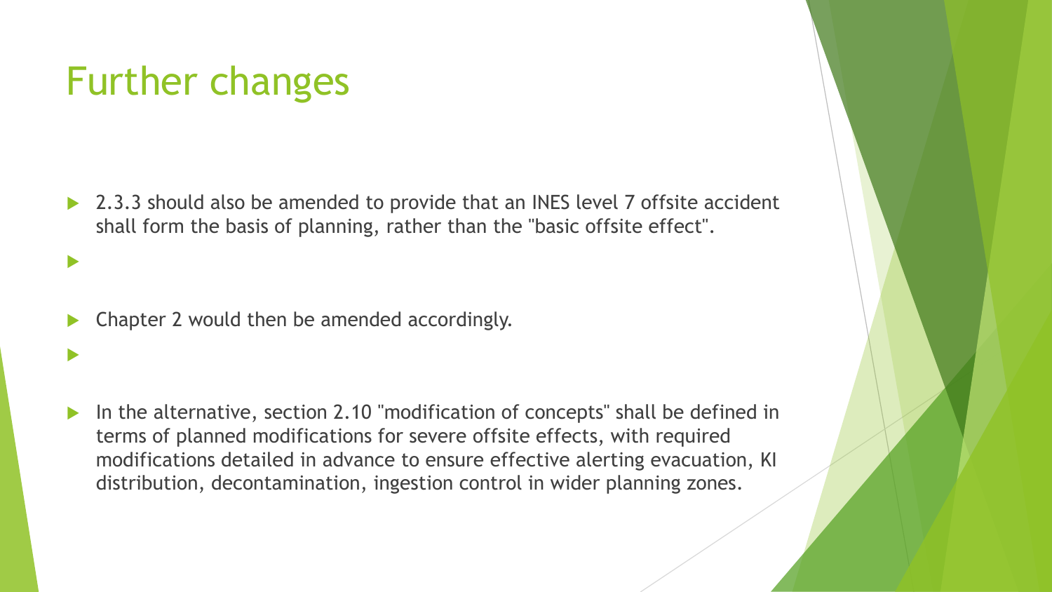# Further changes

- 2.3.3 should also be amended to provide that an INES level 7 offsite accident shall form the basis of planning, rather than the "basic offsite effect".
- Chapter 2 would then be amended accordingly.
- In the alternative, section 2.10 "modification of concepts" shall be defined in terms of planned modifications for severe offsite effects, with required modifications detailed in advance to ensure effective alerting evacuation, KI distribution, decontamination, ingestion control in wider planning zones.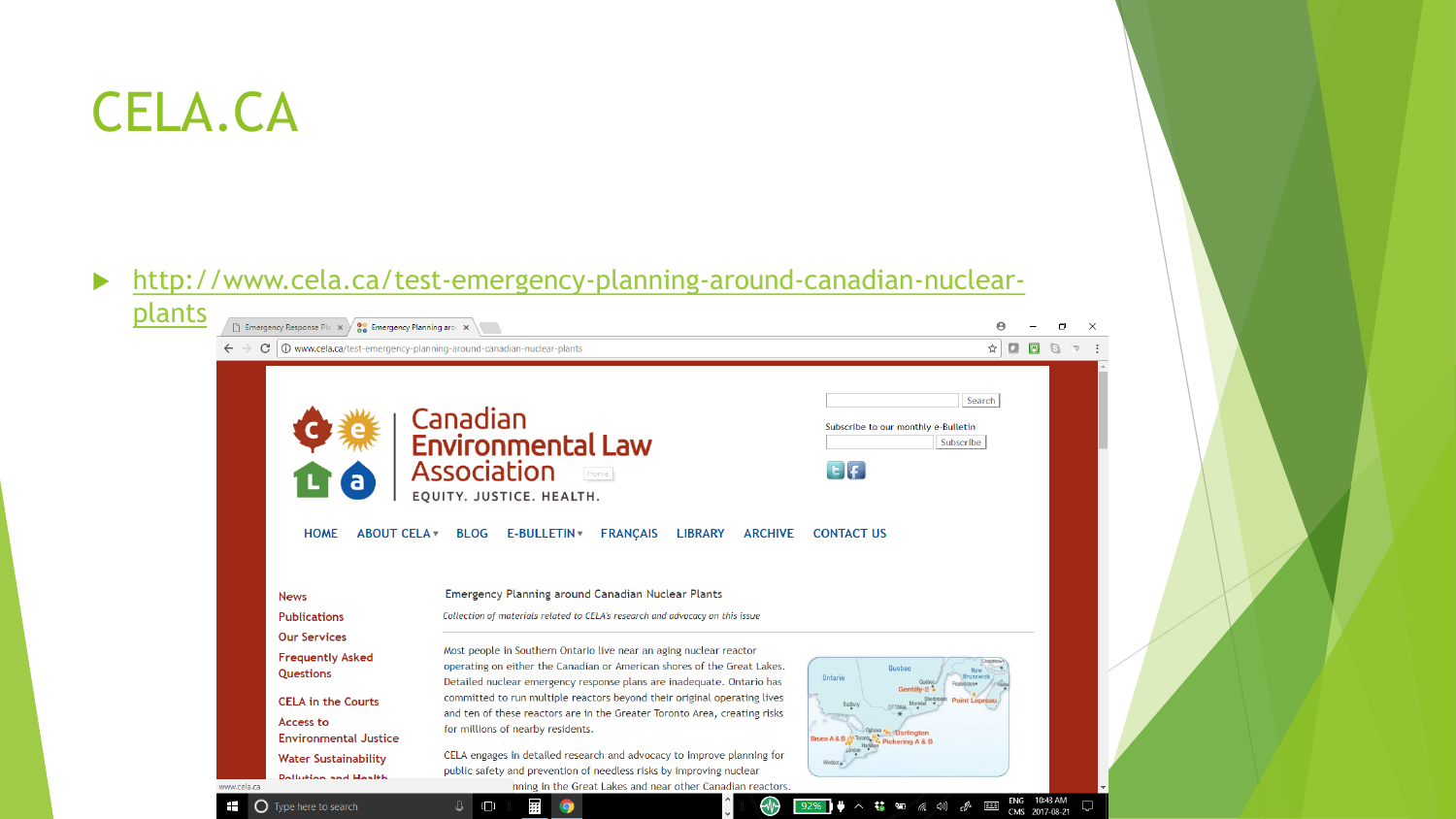# CELA.CA

- http://www.cela.ca/test-emergency-planning-around-canadian-nuclear-plants

Canadian Environmental Law Association

EQUITY. JUSTICE. HEALTH.

HOME ABOUT CELA BLOG E-BULLETIN FRANÇAIS LIBRARY ARCHIVE CONTACT US

News
Publications
Our Services
Frequently Asked Questions
CELA in the Courts
Access to Environmental Justice
Water Sustainability
Pollution and Health

Emergency Planning around Canadian Nuclear Plants

*Collection of materials related to CELA's research and advocacy on this issue*

Most people in Southern Ontario live near an aging nuclear reactor operating on either the Canadian or American shores of the Great Lakes. Detailed nuclear emergency response plans are inadequate. Ontario has committed to run multiple reactors beyond their original operating lives and ten of these reactors are in the Greater Toronto Area, creating risks for millions of nearby residents.

CELA engages in detailed research and advocacy to improve planning for public safety and prevention of needless risks by improving nuclear ...nning in the Great Lakes and near other Canadian reactors.